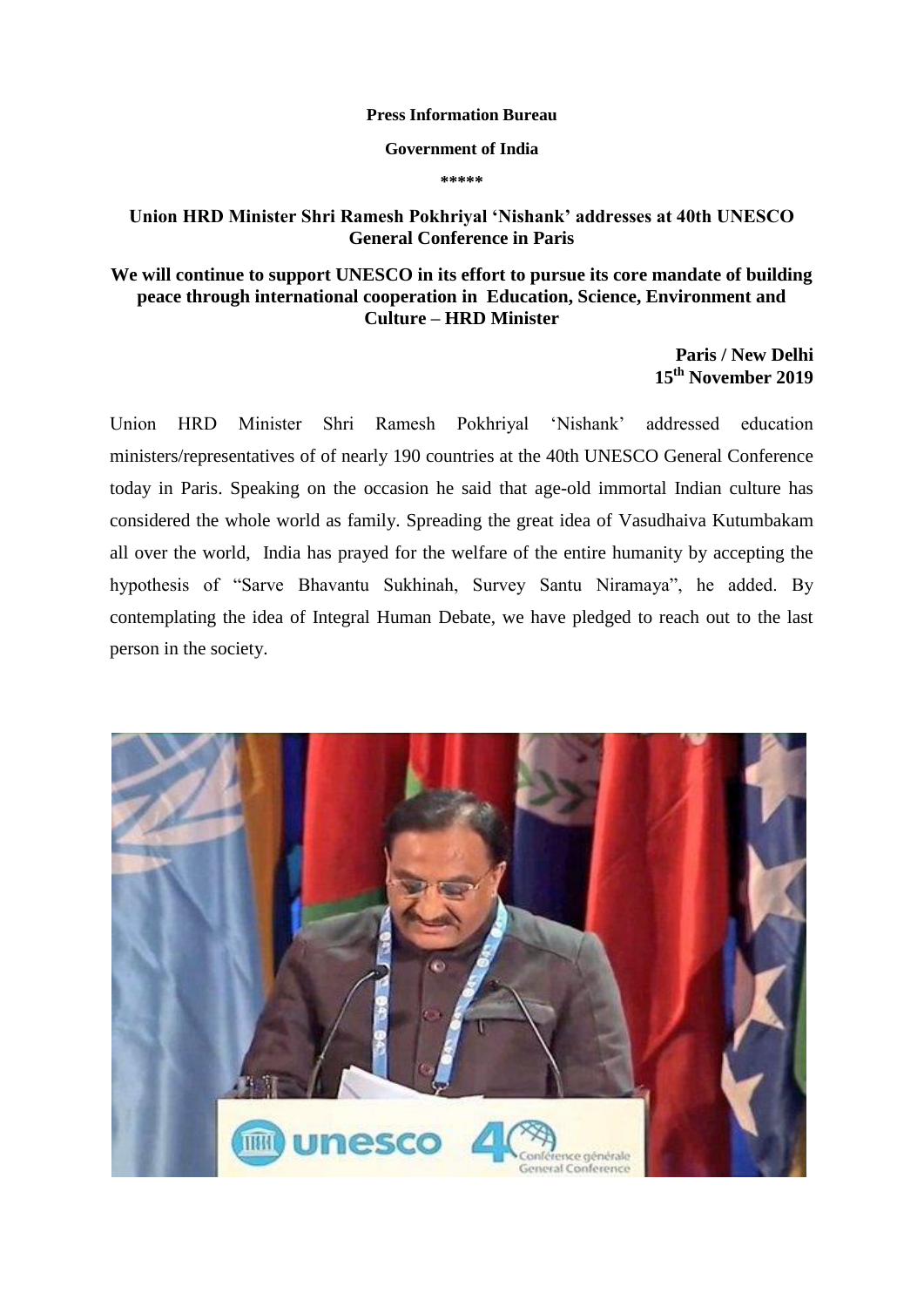**Press Information Bureau**

**Government of India**

**\*\*\*\*\***

## Union HRD Minister Shri Ramesh Pokhriyal 'Nishank' addresses at 40th UNESCO General Conference in Paris

### We will continue to support UNESCO in its effort to pursue its core mandate of building peace through international cooperation in Education, Science, Environment and Culture – HRD Minister

**Paris / New Delhi**
**15th November 2019**

Union HRD Minister Shri Ramesh Pokhriyal 'Nishank' addressed education ministers/representatives of of nearly 190 countries at the 40th UNESCO General Conference today in Paris. Speaking on the occasion he said that age-old immortal Indian culture has considered the whole world as family. Spreading the great idea of Vasudhaiva Kutumbakam all over the world, India has prayed for the welfare of the entire humanity by accepting the hypothesis of "Sarve Bhavantu Sukhinah, Survey Santu Niramaya", he added. By contemplating the idea of Integral Human Debate, we have pledged to reach out to the last person in the society.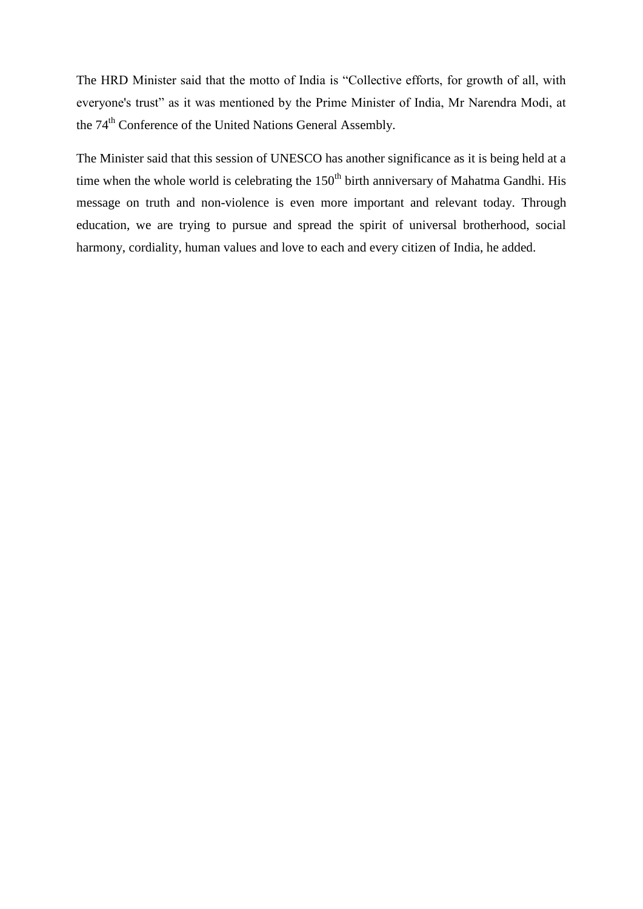The HRD Minister said that the motto of India is "Collective efforts, for growth of all, with everyone's trust" as it was mentioned by the Prime Minister of India, Mr Narendra Modi, at the 74th Conference of the United Nations General Assembly.

The Minister said that this session of UNESCO has another significance as it is being held at a time when the whole world is celebrating the 150th birth anniversary of Mahatma Gandhi. His message on truth and non-violence is even more important and relevant today. Through education, we are trying to pursue and spread the spirit of universal brotherhood, social harmony, cordiality, human values and love to each and every citizen of India, he added.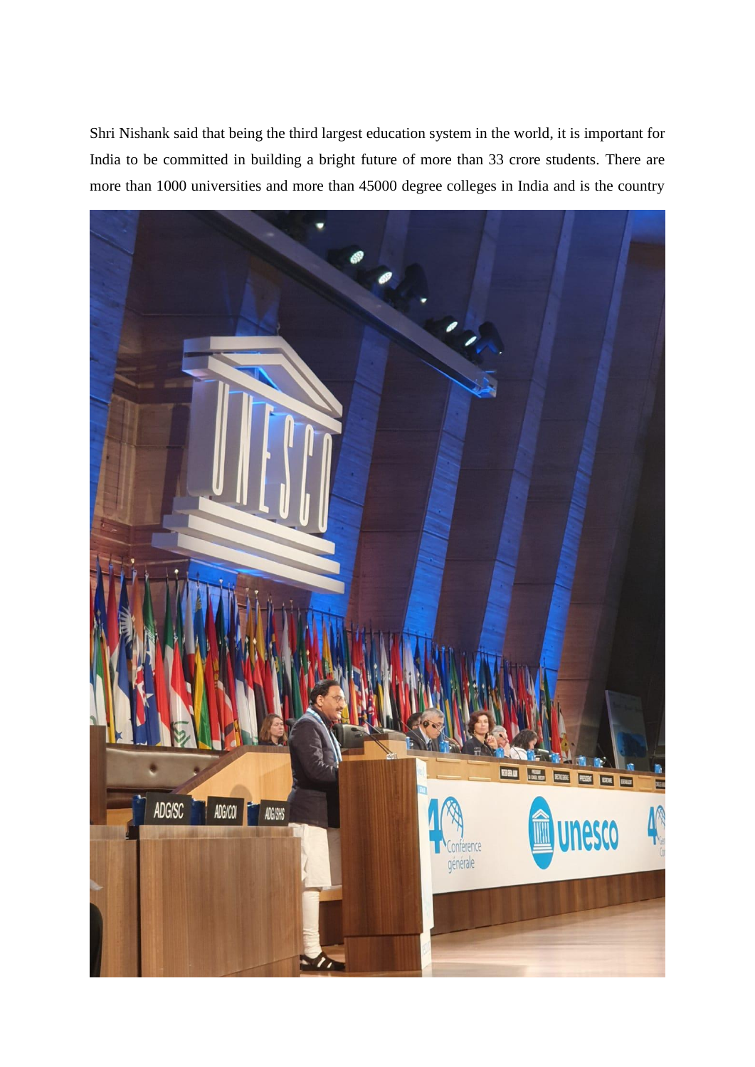Shri Nishank said that being the third largest education system in the world, it is important for India to be committed in building a bright future of more than 33 crore students. There are more than 1000 universities and more than 45000 degree colleges in India and is the country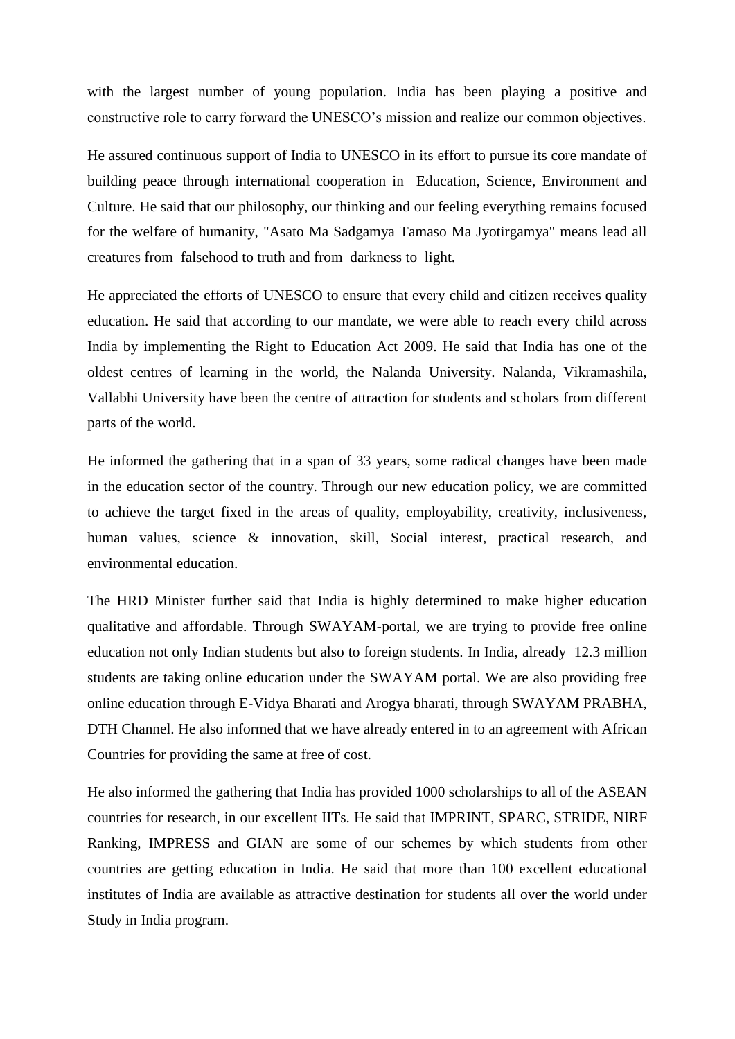with the largest number of young population. India has been playing a positive and constructive role to carry forward the UNESCO's mission and realize our common objectives.

He assured continuous support of India to UNESCO in its effort to pursue its core mandate of building peace through international cooperation in Education, Science, Environment and Culture. He said that our philosophy, our thinking and our feeling everything remains focused for the welfare of humanity, "Asato Ma Sadgamya Tamaso Ma Jyotirgamya" means lead all creatures from falsehood to truth and from darkness to light.

He appreciated the efforts of UNESCO to ensure that every child and citizen receives quality education. He said that according to our mandate, we were able to reach every child across India by implementing the Right to Education Act 2009. He said that India has one of the oldest centres of learning in the world, the Nalanda University. Nalanda, Vikramashila, Vallabhi University have been the centre of attraction for students and scholars from different parts of the world.

He informed the gathering that in a span of 33 years, some radical changes have been made in the education sector of the country. Through our new education policy, we are committed to achieve the target fixed in the areas of quality, employability, creativity, inclusiveness, human values, science & innovation, skill, Social interest, practical research, and environmental education.

The HRD Minister further said that India is highly determined to make higher education qualitative and affordable. Through SWAYAM-portal, we are trying to provide free online education not only Indian students but also to foreign students. In India, already 12.3 million students are taking online education under the SWAYAM portal. We are also providing free online education through E-Vidya Bharati and Arogya bharati, through SWAYAM PRABHA, DTH Channel. He also informed that we have already entered in to an agreement with African Countries for providing the same at free of cost.

He also informed the gathering that India has provided 1000 scholarships to all of the ASEAN countries for research, in our excellent IITs. He said that IMPRINT, SPARC, STRIDE, NIRF Ranking, IMPRESS and GIAN are some of our schemes by which students from other countries are getting education in India. He said that more than 100 excellent educational institutes of India are available as attractive destination for students all over the world under Study in India program.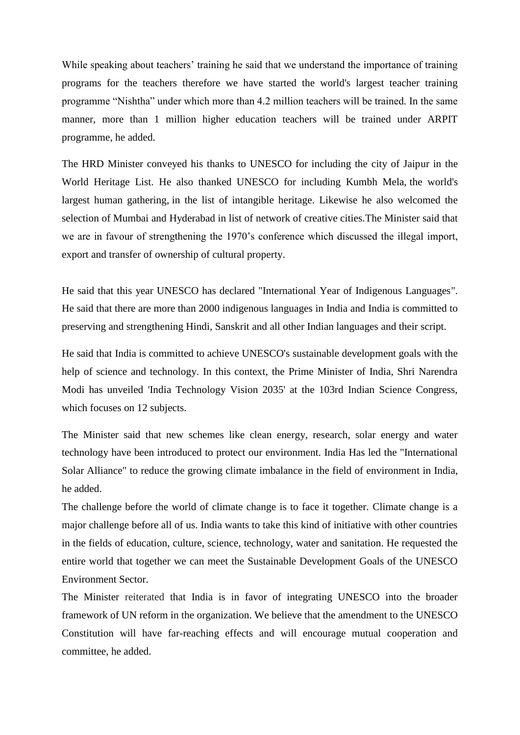While speaking about teachers' training he said that we understand the importance of training programs for the teachers therefore we have started the world's largest teacher training programme "Nishtha" under which more than 4.2 million teachers will be trained. In the same manner, more than 1 million higher education teachers will be trained under ARPIT programme, he added.

The HRD Minister conveyed his thanks to UNESCO for including the city of Jaipur in the World Heritage List. He also thanked UNESCO for including Kumbh Mela, the world's largest human gathering, in the list of intangible heritage. Likewise he also welcomed the selection of Mumbai and Hyderabad in list of network of creative cities.The Minister said that we are in favour of strengthening the 1970's conference which discussed the illegal import, export and transfer of ownership of cultural property.

He said that this year UNESCO has declared "International Year of Indigenous Languages". He said that there are more than 2000 indigenous languages in India and India is committed to preserving and strengthening Hindi, Sanskrit and all other Indian languages and their script.

He said that India is committed to achieve UNESCO's sustainable development goals with the help of science and technology. In this context, the Prime Minister of India, Shri Narendra Modi has unveiled 'India Technology Vision 2035' at the 103rd Indian Science Congress, which focuses on 12 subjects.

The Minister said that new schemes like clean energy, research, solar energy and water technology have been introduced to protect our environment. India Has led the "International Solar Alliance" to reduce the growing climate imbalance in the field of environment in India, he added.

The challenge before the world of climate change is to face it together. Climate change is a major challenge before all of us. India wants to take this kind of initiative with other countries in the fields of education, culture, science, technology, water and sanitation. He requested the entire world that together we can meet the Sustainable Development Goals of the UNESCO Environment Sector.

The Minister reiterated that India is in favor of integrating UNESCO into the broader framework of UN reform in the organization. We believe that the amendment to the UNESCO Constitution will have far-reaching effects and will encourage mutual cooperation and committee, he added.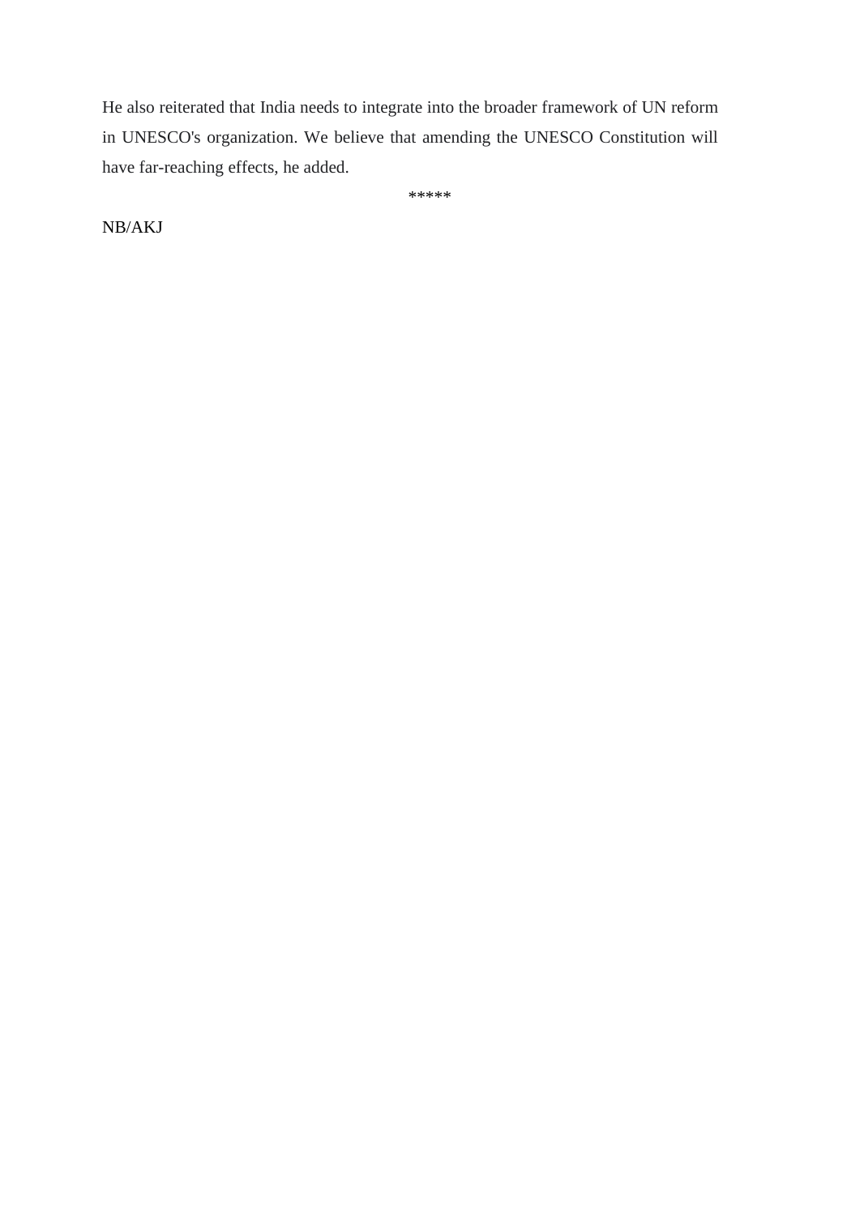He also reiterated that India needs to integrate into the broader framework of UN reform in UNESCO's organization. We believe that amending the UNESCO Constitution will have far-reaching effects, he added.

*****

NB/AKJ